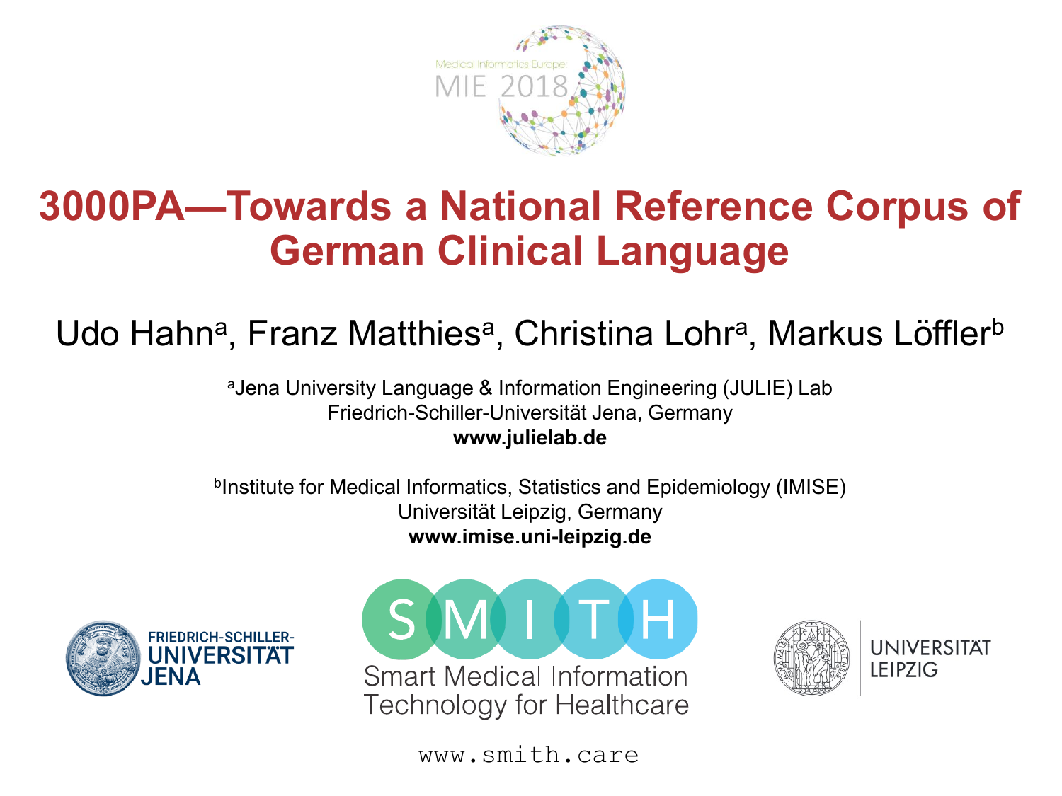Medical Informatics Europe
MIE 2018

# 3000PA—Towards a National Reference Corpus of German Clinical Language

Udo Hahn[a], Franz Matthies[a], Christina Lohr[a], Markus Löffler[b]

[a]Jena University Language & Information Engineering (JULIE) Lab
Friedrich-Schiller-Universität Jena, Germany
**www.julielab.de**

[b]Institute for Medical Informatics, Statistics and Epidemiology (IMISE)
Universität Leipzig, Germany
**www.imise.uni-leipzig.de**

FRIEDRICH-SCHILLER-UNIVERSITÄT JENA

SMITH
Smart Medical Information Technology for Healthcare

UNIVERSITÄT LEIPZIG

www.smith.care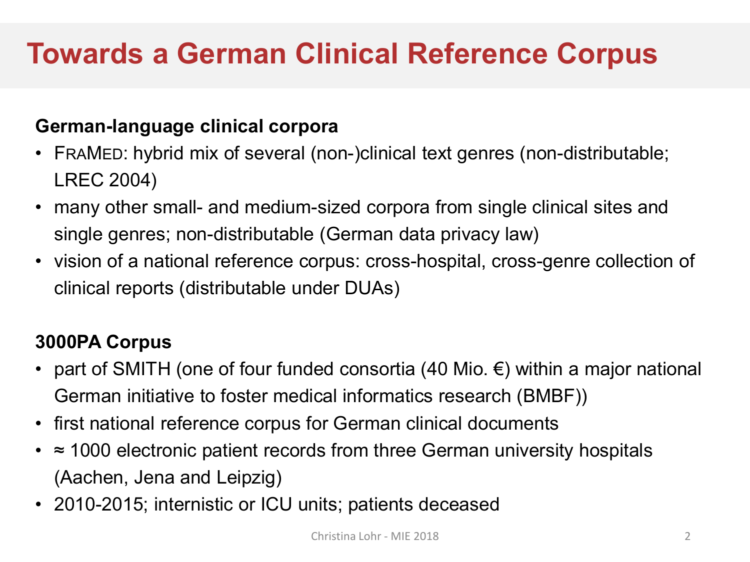# Towards a German Clinical Reference Corpus

**German-language clinical corpora**

- FRAMED: hybrid mix of several (non-)clinical text genres (non-distributable; LREC 2004)
- many other small- and medium-sized corpora from single clinical sites and single genres; non-distributable (German data privacy law)
- vision of a national reference corpus: cross-hospital, cross-genre collection of clinical reports (distributable under DUAs)

**3000PA Corpus**

- part of SMITH (one of four funded consortia (40 Mio. €) within a major national German initiative to foster medical informatics research (BMBF))
- first national reference corpus for German clinical documents
- ≈ 1000 electronic patient records from three German university hospitals (Aachen, Jena and Leipzig)
- 2010-2015; internistic or ICU units; patients deceased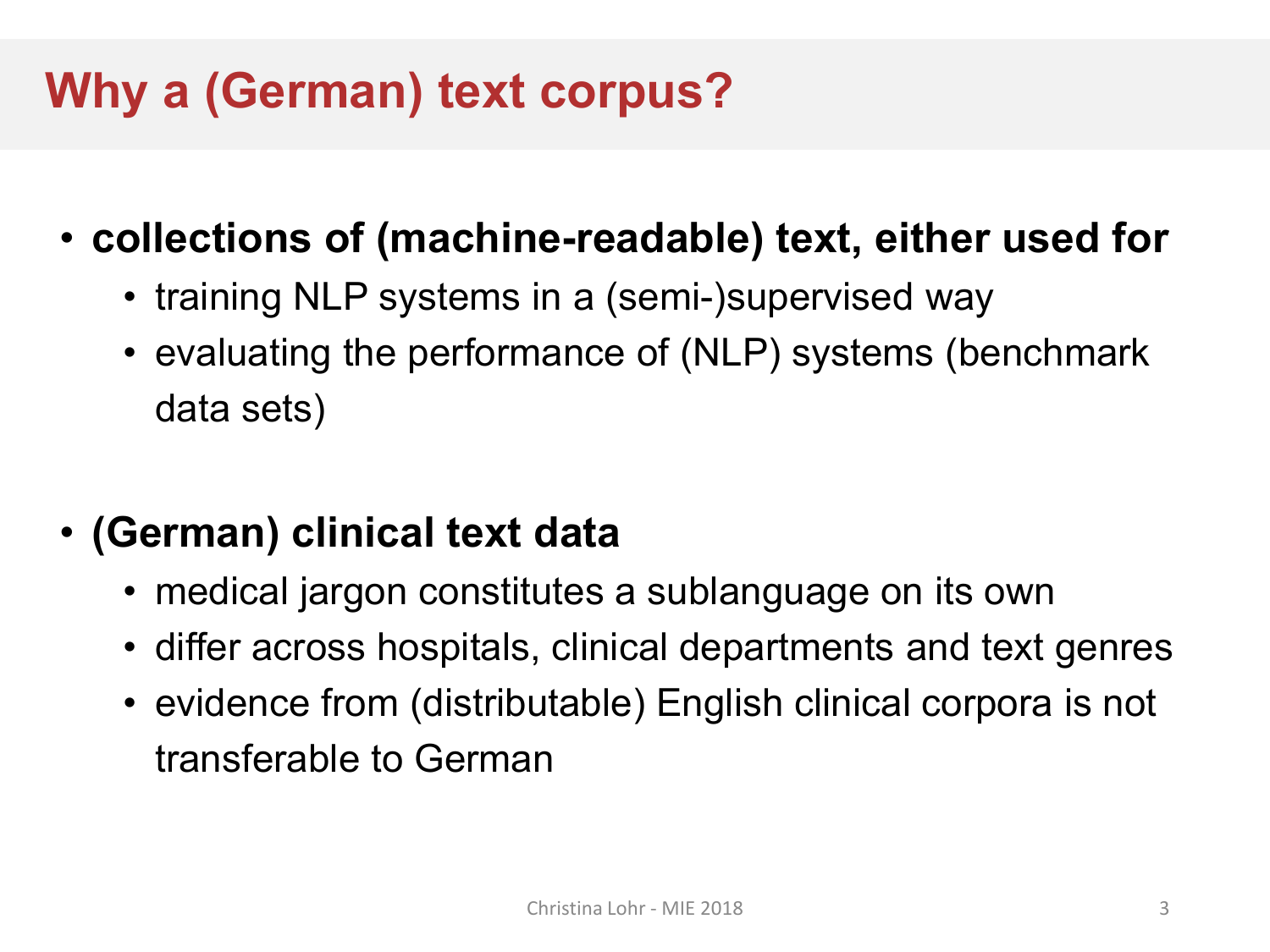# Why a (German) text corpus?

- **collections of (machine-readable) text, either used for**
  - training NLP systems in a (semi-)supervised way
  - evaluating the performance of (NLP) systems (benchmark data sets)

- **(German) clinical text data**
  - medical jargon constitutes a sublanguage on its own
  - differ across hospitals, clinical departments and text genres
  - evidence from (distributable) English clinical corpora is not transferable to German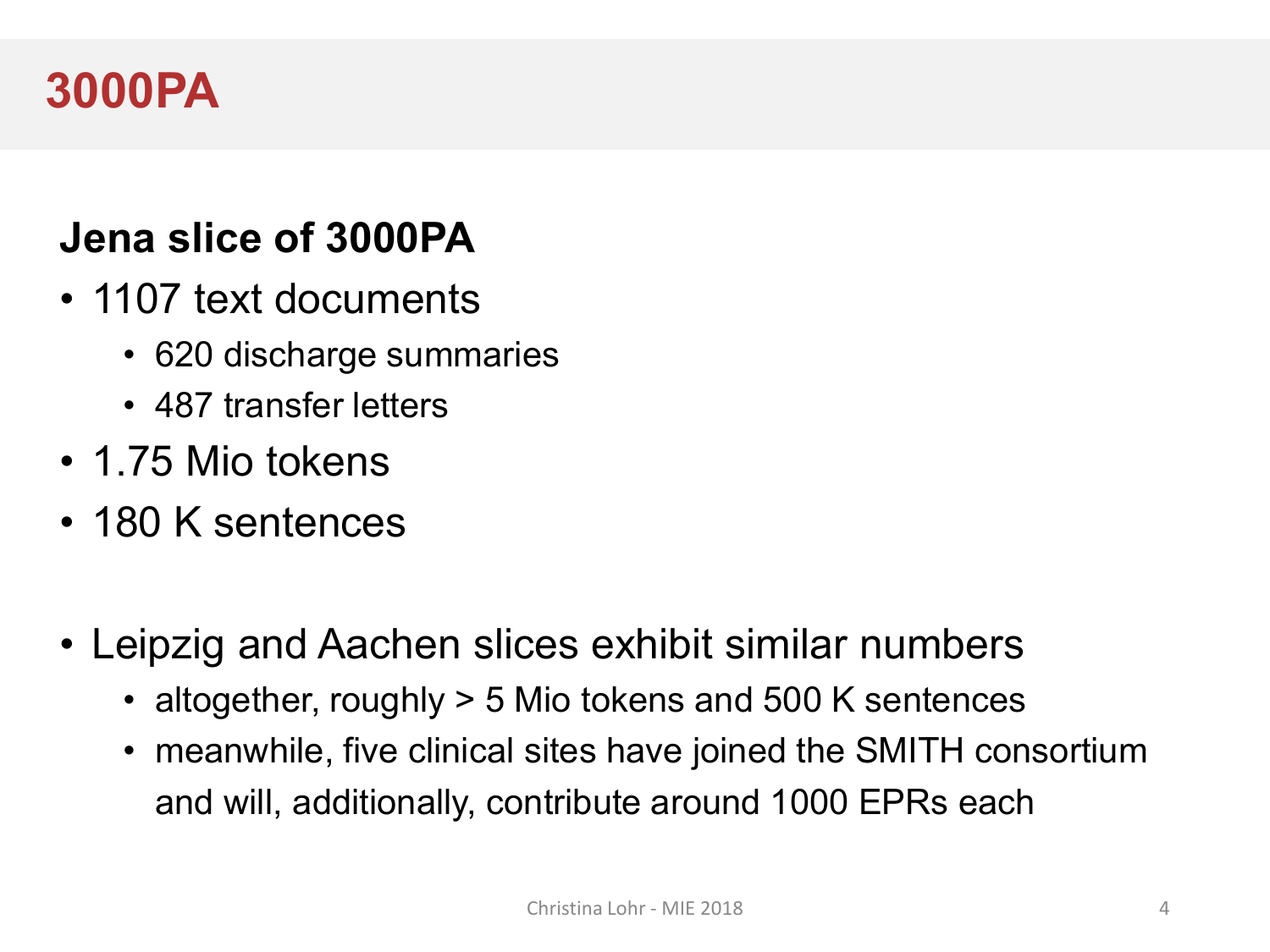# 3000PA

**Jena slice of 3000PA**

- 1107 text documents
  - 620 discharge summaries
  - 487 transfer letters
- 1.75 Mio tokens
- 180 K sentences

- Leipzig and Aachen slices exhibit similar numbers
  - altogether, roughly > 5 Mio tokens and 500 K sentences
  - meanwhile, five clinical sites have joined the SMITH consortium and will, additionally, contribute around 1000 EPRs each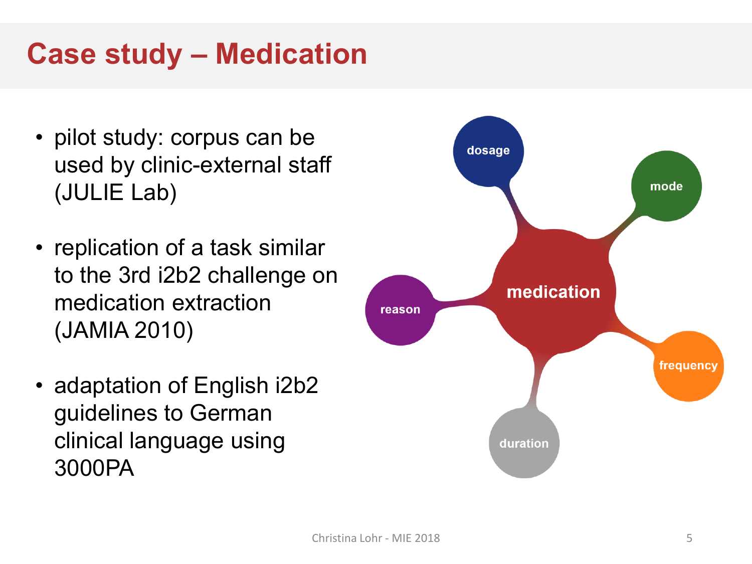# Case study – Medication

- pilot study: corpus can be used by clinic-external staff (JULIE Lab)
- replication of a task similar to the 3rd i2b2 challenge on medication extraction (JAMIA 2010)
- adaptation of English i2b2 guidelines to German clinical language using 3000PA

medication

dosage

mode

reason

frequency

duration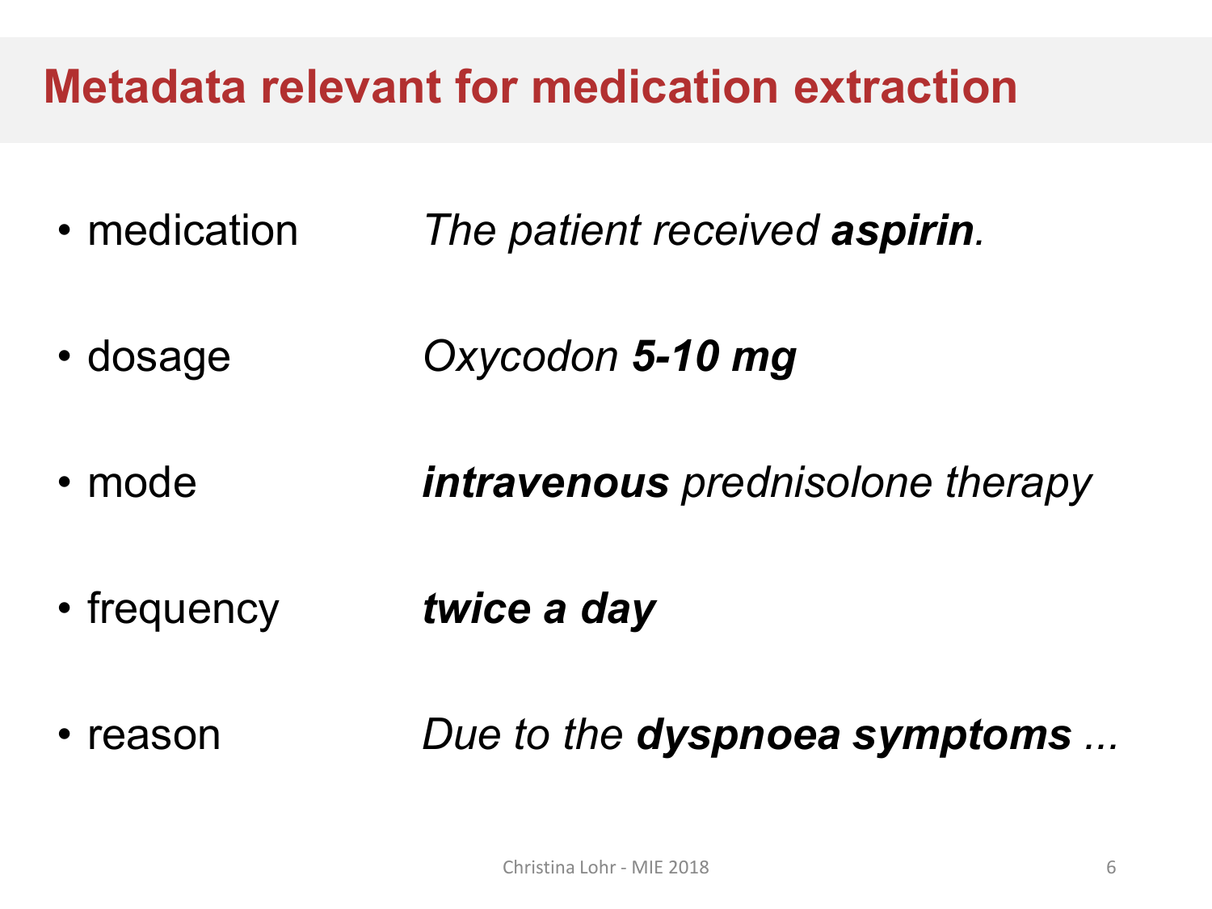# Metadata relevant for medication extraction

- medication — *The patient received **aspirin**.*
- dosage — *Oxycodon **5-10 mg***
- mode — ***intravenous** prednisolone therapy*
- frequency — ***twice a day***
- reason — *Due to the **dyspnoea symptoms** ...*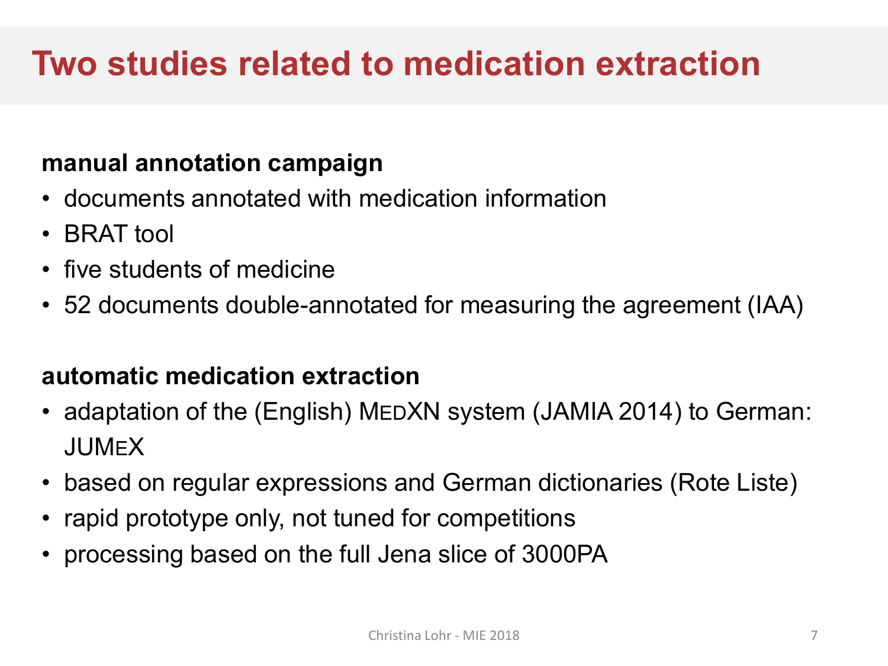# Two studies related to medication extraction

**manual annotation campaign**

- documents annotated with medication information
- BRAT tool
- five students of medicine
- 52 documents double-annotated for measuring the agreement (IAA)

**automatic medication extraction**

- adaptation of the (English) MEDXN system (JAMIA 2014) to German: JUMEX
- based on regular expressions and German dictionaries (Rote Liste)
- rapid prototype only, not tuned for competitions
- processing based on the full Jena slice of 3000PA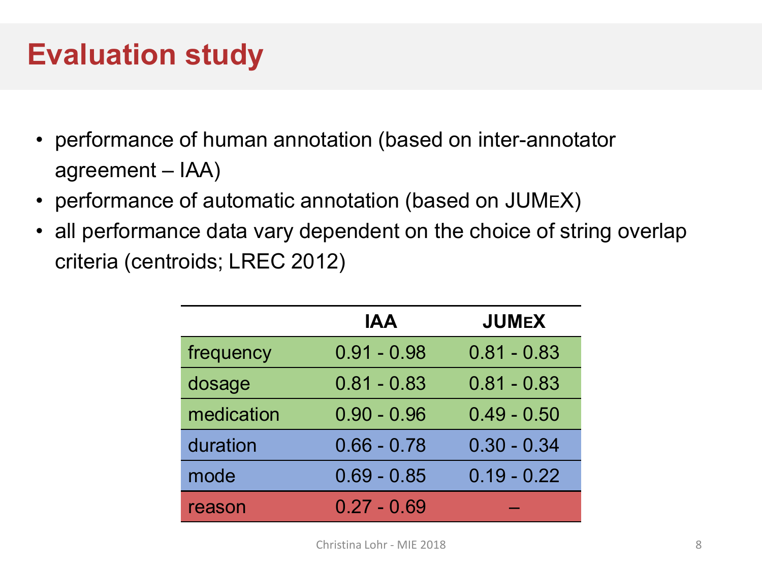# Evaluation study

- performance of human annotation (based on inter-annotator agreement – IAA)
- performance of automatic annotation (based on JUMEX)
- all performance data vary dependent on the choice of string overlap criteria (centroids; LREC 2012)

| | IAA | JUMEX |
|---|---|---|
| frequency | 0.91 - 0.98 | 0.81 - 0.83 |
| dosage | 0.81 - 0.83 | 0.81 - 0.83 |
| medication | 0.90 - 0.96 | 0.49 - 0.50 |
| duration | 0.66 - 0.78 | 0.30 - 0.34 |
| mode | 0.69 - 0.85 | 0.19 - 0.22 |
| reason | 0.27 - 0.69 | – |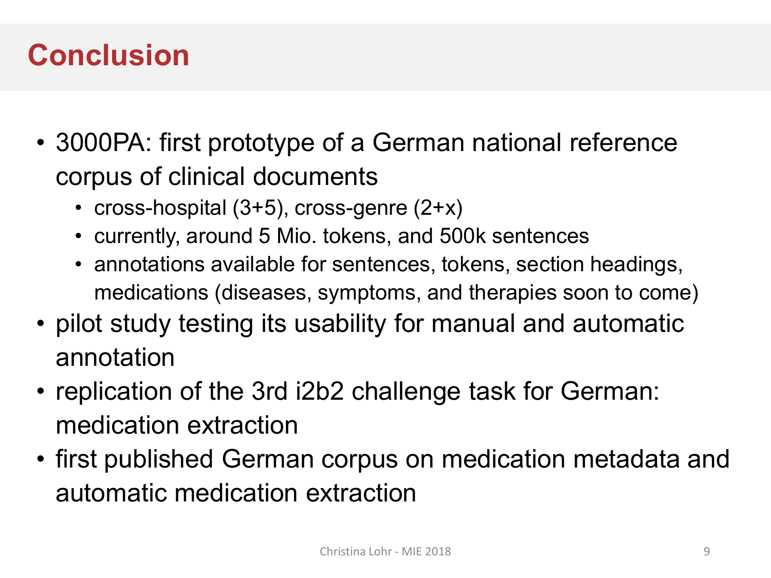# Conclusion

- 3000PA: first prototype of a German national reference corpus of clinical documents
  - cross-hospital (3+5), cross-genre (2+x)
  - currently, around 5 Mio. tokens, and 500k sentences
  - annotations available for sentences, tokens, section headings, medications (diseases, symptoms, and therapies soon to come)
- pilot study testing its usability for manual and automatic annotation
- replication of the 3rd i2b2 challenge task for German: medication extraction
- first published German corpus on medication metadata and automatic medication extraction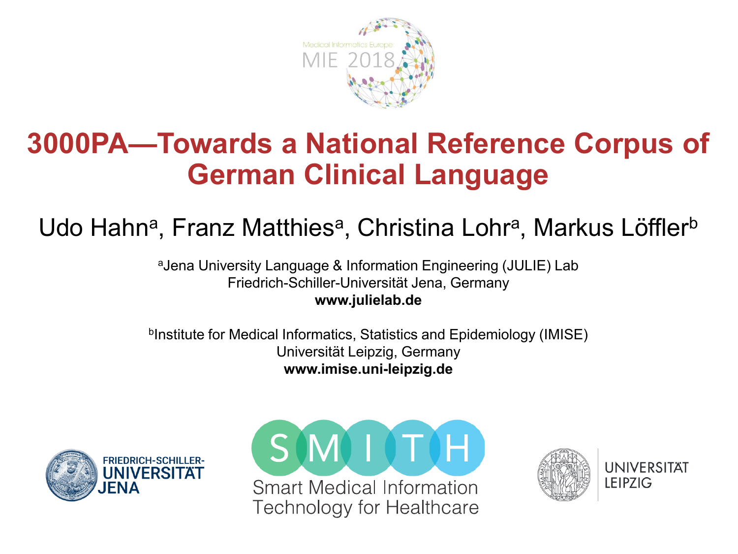MIE 2018

Medical Informatics Europe

# 3000PA—Towards a National Reference Corpus of German Clinical Language

Udo Hahn[a], Franz Matthies[a], Christina Lohr[a], Markus Löffler[b]

[a]Jena University Language & Information Engineering (JULIE) Lab
Friedrich-Schiller-Universität Jena, Germany
**www.julielab.de**

[b]Institute for Medical Informatics, Statistics and Epidemiology (IMISE)
Universität Leipzig, Germany
**www.imise.uni-leipzig.de**

FRIEDRICH-SCHILLER-UNIVERSITÄT JENA

SMITH
Smart Medical Information Technology for Healthcare

UNIVERSITÄT LEIPZIG